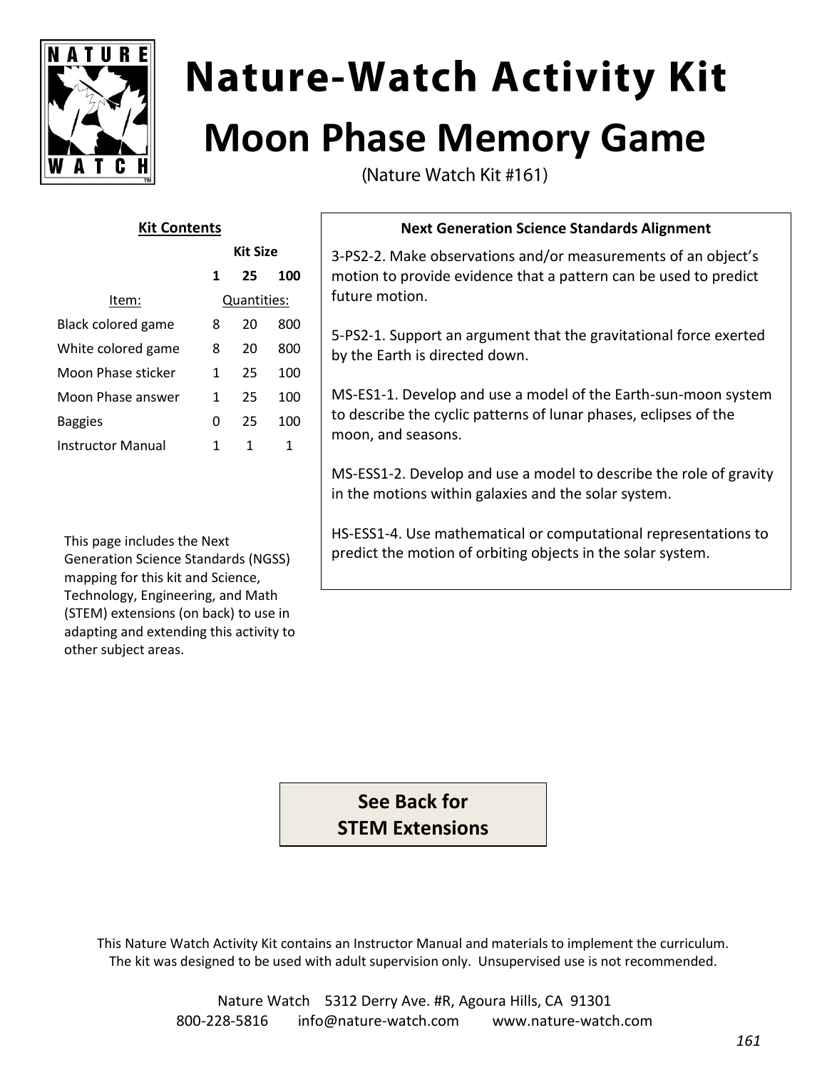# Nature-Watch Activity Kit

# Moon Phase Memory Game

(Nature Watch Kit #161)

**Kit Contents**

| Item: | Kit Size 1 | 25 | 100 |
|---|---|---|---|
| | Quantities: | | |
| Black colored game | 8 | 20 | 800 |
| White colored game | 8 | 20 | 800 |
| Moon Phase sticker | 1 | 25 | 100 |
| Moon Phase answer | 1 | 25 | 100 |
| Baggies | 0 | 25 | 100 |
| Instructor Manual | 1 | 1 | 1 |

This page includes the Next Generation Science Standards (NGSS) mapping for this kit and Science, Technology, Engineering, and Math (STEM) extensions (on back) to use in adapting and extending this activity to other subject areas.

**Next Generation Science Standards Alignment**

3-PS2-2. Make observations and/or measurements of an object's motion to provide evidence that a pattern can be used to predict future motion.

5-PS2-1. Support an argument that the gravitational force exerted by the Earth is directed down.

MS-ES1-1. Develop and use a model of the Earth-sun-moon system to describe the cyclic patterns of lunar phases, eclipses of the moon, and seasons.

MS-ESS1-2. Develop and use a model to describe the role of gravity in the motions within galaxies and the solar system.

HS-ESS1-4. Use mathematical or computational representations to predict the motion of orbiting objects in the solar system.

**See Back for STEM Extensions**

This Nature Watch Activity Kit contains an Instructor Manual and materials to implement the curriculum. The kit was designed to be used with adult supervision only. Unsupervised use is not recommended.

Nature Watch 5312 Derry Ave. #R, Agoura Hills, CA 91301
800-228-5816 info@nature-watch.com www.nature-watch.com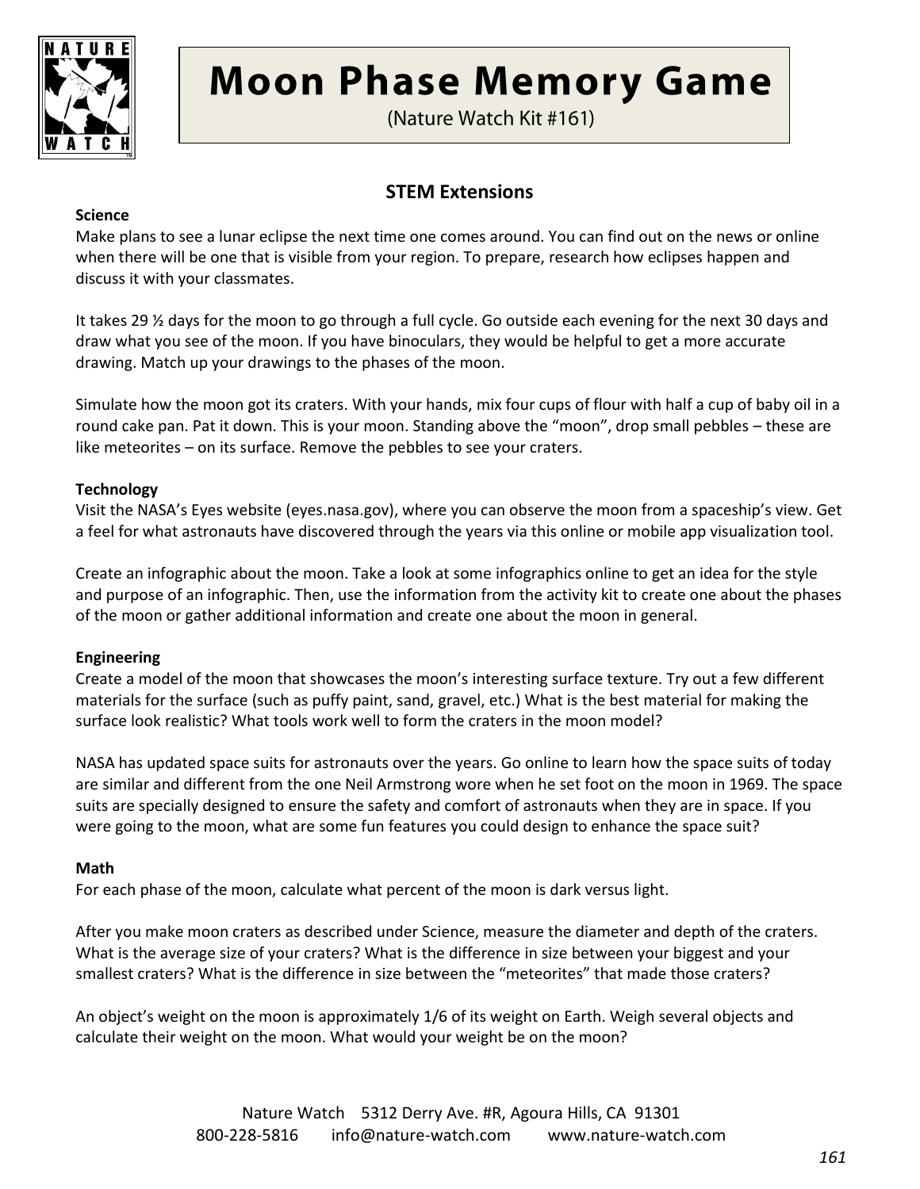# Moon Phase Memory Game

(Nature Watch Kit #161)

## STEM Extensions

**Science**

Make plans to see a lunar eclipse the next time one comes around. You can find out on the news or online when there will be one that is visible from your region. To prepare, research how eclipses happen and discuss it with your classmates.

It takes 29 ½ days for the moon to go through a full cycle. Go outside each evening for the next 30 days and draw what you see of the moon. If you have binoculars, they would be helpful to get a more accurate drawing. Match up your drawings to the phases of the moon.

Simulate how the moon got its craters. With your hands, mix four cups of flour with half a cup of baby oil in a round cake pan. Pat it down. This is your moon. Standing above the "moon", drop small pebbles – these are like meteorites – on its surface. Remove the pebbles to see your craters.

**Technology**

Visit the NASA's Eyes website (eyes.nasa.gov), where you can observe the moon from a spaceship's view. Get a feel for what astronauts have discovered through the years via this online or mobile app visualization tool.

Create an infographic about the moon. Take a look at some infographics online to get an idea for the style and purpose of an infographic. Then, use the information from the activity kit to create one about the phases of the moon or gather additional information and create one about the moon in general.

**Engineering**

Create a model of the moon that showcases the moon's interesting surface texture. Try out a few different materials for the surface (such as puffy paint, sand, gravel, etc.) What is the best material for making the surface look realistic? What tools work well to form the craters in the moon model?

NASA has updated space suits for astronauts over the years. Go online to learn how the space suits of today are similar and different from the one Neil Armstrong wore when he set foot on the moon in 1969. The space suits are specially designed to ensure the safety and comfort of astronauts when they are in space. If you were going to the moon, what are some fun features you could design to enhance the space suit?

**Math**

For each phase of the moon, calculate what percent of the moon is dark versus light.

After you make moon craters as described under Science, measure the diameter and depth of the craters. What is the average size of your craters? What is the difference in size between your biggest and your smallest craters? What is the difference in size between the "meteorites" that made those craters?

An object's weight on the moon is approximately 1/6 of its weight on Earth. Weigh several objects and calculate their weight on the moon. What would your weight be on the moon?

Nature Watch 5312 Derry Ave. #R, Agoura Hills, CA 91301
800-228-5816 info@nature-watch.com www.nature-watch.com